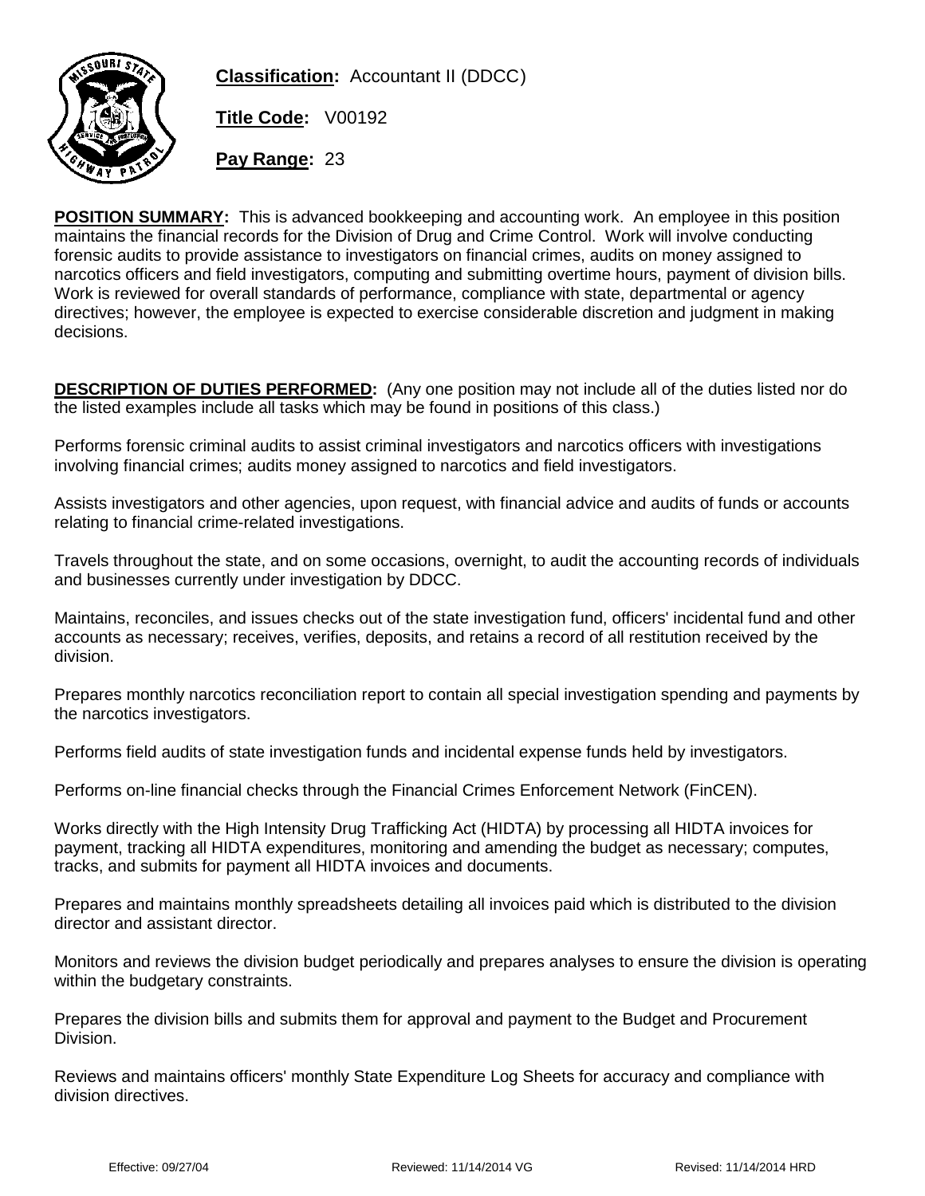**Classification:** Accountant II (DDCC)

**Title Code:** V00192

**Pay Range:** 23

**POSITION SUMMARY:** This is advanced bookkeeping and accounting work. An employee in this position maintains the financial records for the Division of Drug and Crime Control. Work will involve conducting forensic audits to provide assistance to investigators on financial crimes, audits on money assigned to narcotics officers and field investigators, computing and submitting overtime hours, payment of division bills. Work is reviewed for overall standards of performance, compliance with state, departmental or agency directives; however, the employee is expected to exercise considerable discretion and judgment in making decisions.

**DESCRIPTION OF DUTIES PERFORMED:** (Any one position may not include all of the duties listed nor do the listed examples include all tasks which may be found in positions of this class.)

Performs forensic criminal audits to assist criminal investigators and narcotics officers with investigations involving financial crimes; audits money assigned to narcotics and field investigators.

Assists investigators and other agencies, upon request, with financial advice and audits of funds or accounts relating to financial crime-related investigations.

Travels throughout the state, and on some occasions, overnight, to audit the accounting records of individuals and businesses currently under investigation by DDCC.

Maintains, reconciles, and issues checks out of the state investigation fund, officers' incidental fund and other accounts as necessary; receives, verifies, deposits, and retains a record of all restitution received by the division.

Prepares monthly narcotics reconciliation report to contain all special investigation spending and payments by the narcotics investigators.

Performs field audits of state investigation funds and incidental expense funds held by investigators.

Performs on-line financial checks through the Financial Crimes Enforcement Network (FinCEN).

Works directly with the High Intensity Drug Trafficking Act (HIDTA) by processing all HIDTA invoices for payment, tracking all HIDTA expenditures, monitoring and amending the budget as necessary; computes, tracks, and submits for payment all HIDTA invoices and documents.

Prepares and maintains monthly spreadsheets detailing all invoices paid which is distributed to the division director and assistant director.

Monitors and reviews the division budget periodically and prepares analyses to ensure the division is operating within the budgetary constraints.

Prepares the division bills and submits them for approval and payment to the Budget and Procurement Division.

Reviews and maintains officers' monthly State Expenditure Log Sheets for accuracy and compliance with division directives.

Effective: 09/27/04 Reviewed: 11/14/2014 VG Revised: 11/14/2014 HRD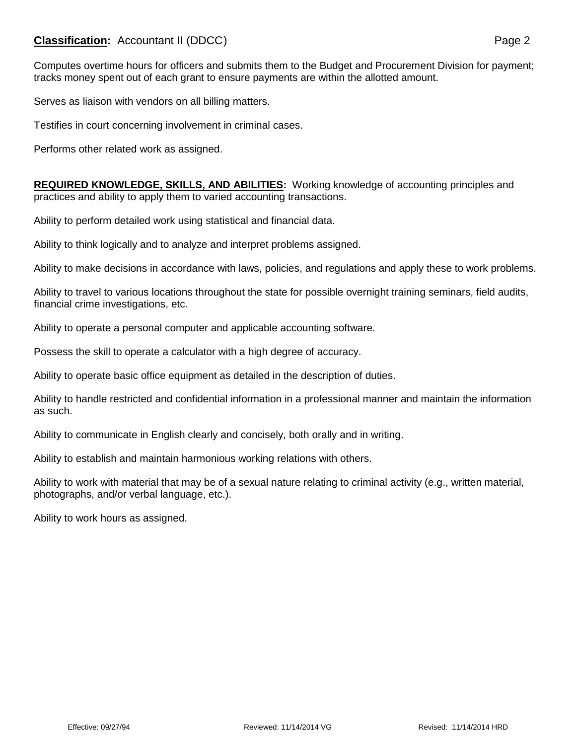Computes overtime hours for officers and submits them to the Budget and Procurement Division for payment; tracks money spent out of each grant to ensure payments are within the allotted amount.

Serves as liaison with vendors on all billing matters.

Testifies in court concerning involvement in criminal cases.

Performs other related work as assigned.

**REQUIRED KNOWLEDGE, SKILLS, AND ABILITIES:** Working knowledge of accounting principles and practices and ability to apply them to varied accounting transactions.

Ability to perform detailed work using statistical and financial data.

Ability to think logically and to analyze and interpret problems assigned.

Ability to make decisions in accordance with laws, policies, and regulations and apply these to work problems.

Ability to travel to various locations throughout the state for possible overnight training seminars, field audits, financial crime investigations, etc.

Ability to operate a personal computer and applicable accounting software.

Possess the skill to operate a calculator with a high degree of accuracy.

Ability to operate basic office equipment as detailed in the description of duties.

Ability to handle restricted and confidential information in a professional manner and maintain the information as such.

Ability to communicate in English clearly and concisely, both orally and in writing.

Ability to establish and maintain harmonious working relations with others.

Ability to work with material that may be of a sexual nature relating to criminal activity (e.g., written material, photographs, and/or verbal language, etc.).

Ability to work hours as assigned.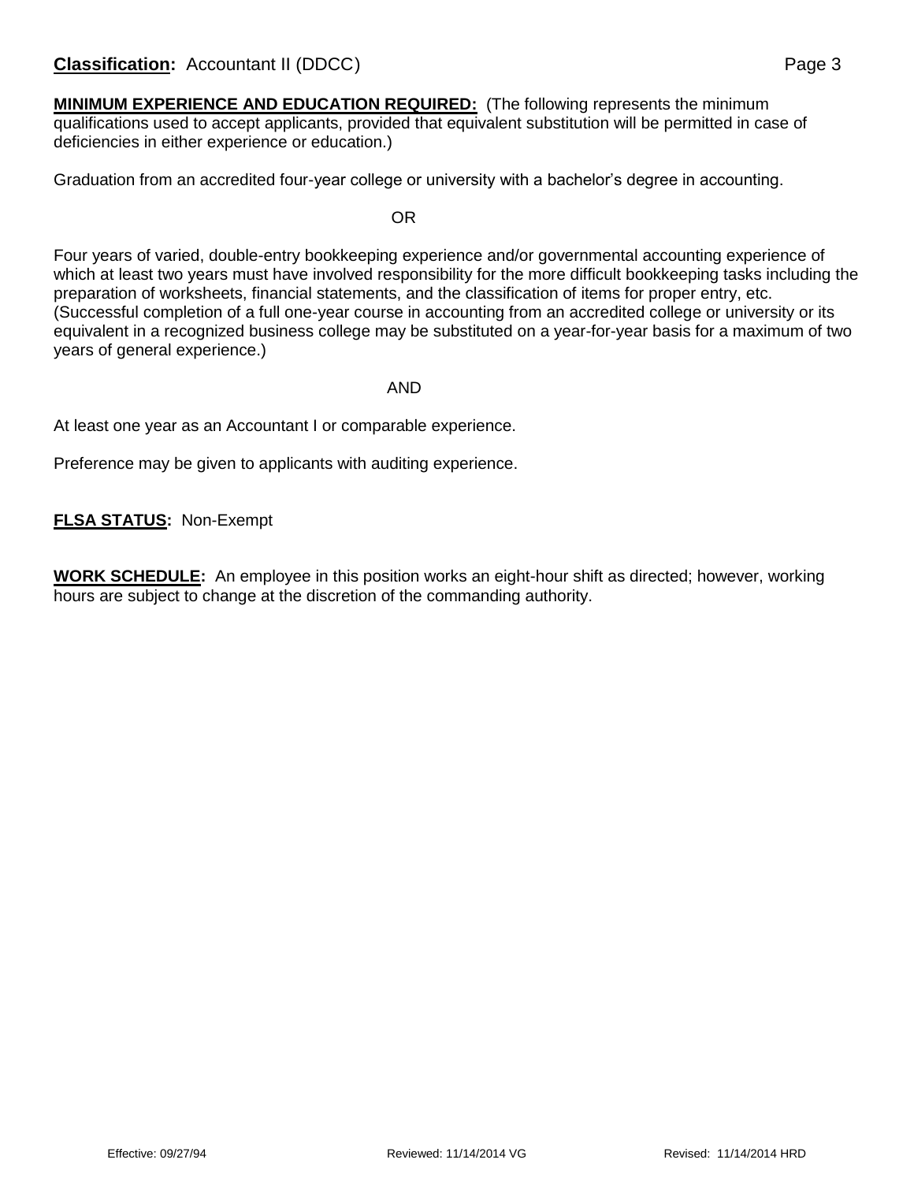**MINIMUM EXPERIENCE AND EDUCATION REQUIRED:** (The following represents the minimum qualifications used to accept applicants, provided that equivalent substitution will be permitted in case of deficiencies in either experience or education.)

Graduation from an accredited four-year college or university with a bachelor's degree in accounting.

OR

Four years of varied, double-entry bookkeeping experience and/or governmental accounting experience of which at least two years must have involved responsibility for the more difficult bookkeeping tasks including the preparation of worksheets, financial statements, and the classification of items for proper entry, etc. (Successful completion of a full one-year course in accounting from an accredited college or university or its equivalent in a recognized business college may be substituted on a year-for-year basis for a maximum of two years of general experience.)

AND

At least one year as an Accountant I or comparable experience.

Preference may be given to applicants with auditing experience.

**FLSA STATUS:** Non-Exempt

**WORK SCHEDULE:** An employee in this position works an eight-hour shift as directed; however, working hours are subject to change at the discretion of the commanding authority.

Effective: 09/27/94 Reviewed: 11/14/2014 VG Revised: 11/14/2014 HRD